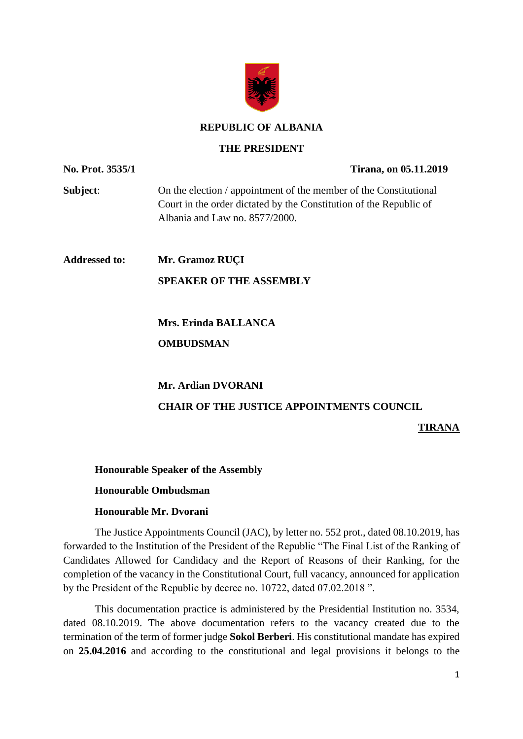**REPUBLIC OF ALBANIA**

**THE PRESIDENT**

**No. Prot. 3535/1** **Tirana, on 05.11.2019**

**Subject**: On the election / appointment of the member of the Constitutional Court in the order dictated by the Constitution of the Republic of Albania and Law no. 8577/2000.

**Addressed to:** **Mr. Gramoz RUÇI**

**SPEAKER OF THE ASSEMBLY**

**Mrs. Erinda BALLANCA**

**OMBUDSMAN**

**Mr. Ardian DVORANI**

**CHAIR OF THE JUSTICE APPOINTMENTS COUNCIL**

**TIRANA**

**Honourable Speaker of the Assembly**

**Honourable Ombudsman**

**Honourable Mr. Dvorani**

The Justice Appointments Council (JAC), by letter no. 552 prot., dated 08.10.2019, has forwarded to the Institution of the President of the Republic "The Final List of the Ranking of Candidates Allowed for Candidacy and the Report of Reasons of their Ranking, for the completion of the vacancy in the Constitutional Court, full vacancy, announced for application by the President of the Republic by decree no. 10722, dated 07.02.2018 ".

This documentation practice is administered by the Presidential Institution no. 3534, dated 08.10.2019. The above documentation refers to the vacancy created due to the termination of the term of former judge **Sokol Berberi**. His constitutional mandate has expired on **25.04.2016** and according to the constitutional and legal provisions it belongs to the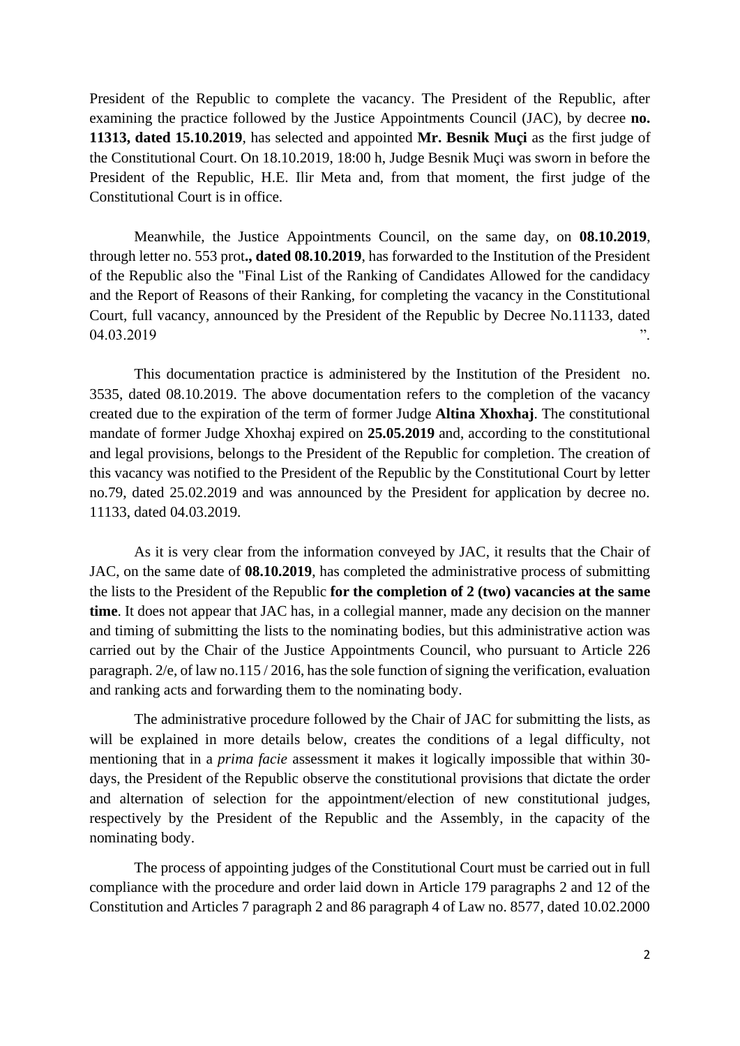President of the Republic to complete the vacancy. The President of the Republic, after examining the practice followed by the Justice Appointments Council (JAC), by decree **no. 11313, dated 15.10.2019**, has selected and appointed **Mr. Besnik Muçi** as the first judge of the Constitutional Court. On 18.10.2019, 18:00 h, Judge Besnik Muçi was sworn in before the President of the Republic, H.E. Ilir Meta and, from that moment, the first judge of the Constitutional Court is in office.

Meanwhile, the Justice Appointments Council, on the same day, on **08.10.2019**, through letter no. 553 prot**., dated 08.10.2019**, has forwarded to the Institution of the President of the Republic also the "Final List of the Ranking of Candidates Allowed for the candidacy and the Report of Reasons of their Ranking, for completing the vacancy in the Constitutional Court, full vacancy, announced by the President of the Republic by Decree No.11133, dated 04.03.2019 ".

This documentation practice is administered by the Institution of the President no. 3535, dated 08.10.2019. The above documentation refers to the completion of the vacancy created due to the expiration of the term of former Judge **Altina Xhoxhaj**. The constitutional mandate of former Judge Xhoxhaj expired on **25.05.2019** and, according to the constitutional and legal provisions, belongs to the President of the Republic for completion. The creation of this vacancy was notified to the President of the Republic by the Constitutional Court by letter no.79, dated 25.02.2019 and was announced by the President for application by decree no. 11133, dated 04.03.2019.

As it is very clear from the information conveyed by JAC, it results that the Chair of JAC, on the same date of **08.10.2019**, has completed the administrative process of submitting the lists to the President of the Republic **for the completion of 2 (two) vacancies at the same time**. It does not appear that JAC has, in a collegial manner, made any decision on the manner and timing of submitting the lists to the nominating bodies, but this administrative action was carried out by the Chair of the Justice Appointments Council, who pursuant to Article 226 paragraph. 2/e, of law no.115 / 2016, has the sole function of signing the verification, evaluation and ranking acts and forwarding them to the nominating body.

The administrative procedure followed by the Chair of JAC for submitting the lists, as will be explained in more details below, creates the conditions of a legal difficulty, not mentioning that in a *prima facie* assessment it makes it logically impossible that within 30-days, the President of the Republic observe the constitutional provisions that dictate the order and alternation of selection for the appointment/election of new constitutional judges, respectively by the President of the Republic and the Assembly, in the capacity of the nominating body.

The process of appointing judges of the Constitutional Court must be carried out in full compliance with the procedure and order laid down in Article 179 paragraphs 2 and 12 of the Constitution and Articles 7 paragraph 2 and 86 paragraph 4 of Law no. 8577, dated 10.02.2000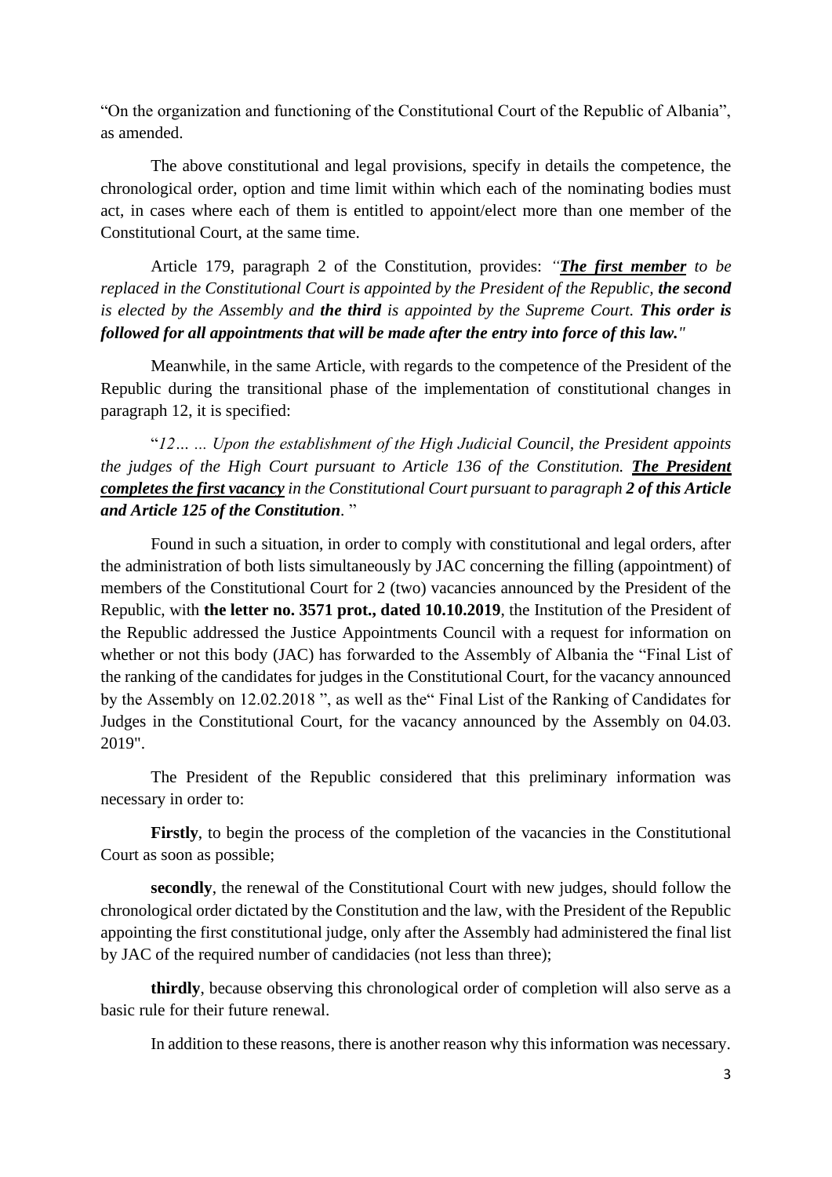"On the organization and functioning of the Constitutional Court of the Republic of Albania", as amended.

The above constitutional and legal provisions, specify in details the competence, the chronological order, option and time limit within which each of the nominating bodies must act, in cases where each of them is entitled to appoint/elect more than one member of the Constitutional Court, at the same time.

Article 179, paragraph 2 of the Constitution, provides: *"**The first member** to be replaced in the Constitutional Court is appointed by the President of the Republic, **the second** is elected by the Assembly and **the third** is appointed by the Supreme Court. **This order is followed for all appointments that will be made after the entry into force of this law.**"*

Meanwhile, in the same Article, with regards to the competence of the President of the Republic during the transitional phase of the implementation of constitutional changes in paragraph 12, it is specified:

"*12… … Upon the establishment of the High Judicial Council, the President appoints the judges of the High Court pursuant to Article 136 of the Constitution. **The President completes the first vacancy** in the Constitutional Court pursuant to paragraph **2 of this Article and Article 125 of the Constitution**.* "

Found in such a situation, in order to comply with constitutional and legal orders, after the administration of both lists simultaneously by JAC concerning the filling (appointment) of members of the Constitutional Court for 2 (two) vacancies announced by the President of the Republic, with **the letter no. 3571 prot., dated 10.10.2019**, the Institution of the President of the Republic addressed the Justice Appointments Council with a request for information on whether or not this body (JAC) has forwarded to the Assembly of Albania the "Final List of the ranking of the candidates for judges in the Constitutional Court, for the vacancy announced by the Assembly on 12.02.2018 ", as well as the" Final List of the Ranking of Candidates for Judges in the Constitutional Court, for the vacancy announced by the Assembly on 04.03. 2019".

The President of the Republic considered that this preliminary information was necessary in order to:

**Firstly**, to begin the process of the completion of the vacancies in the Constitutional Court as soon as possible;

**secondly**, the renewal of the Constitutional Court with new judges, should follow the chronological order dictated by the Constitution and the law, with the President of the Republic appointing the first constitutional judge, only after the Assembly had administered the final list by JAC of the required number of candidacies (not less than three);

**thirdly**, because observing this chronological order of completion will also serve as a basic rule for their future renewal.

In addition to these reasons, there is another reason why this information was necessary.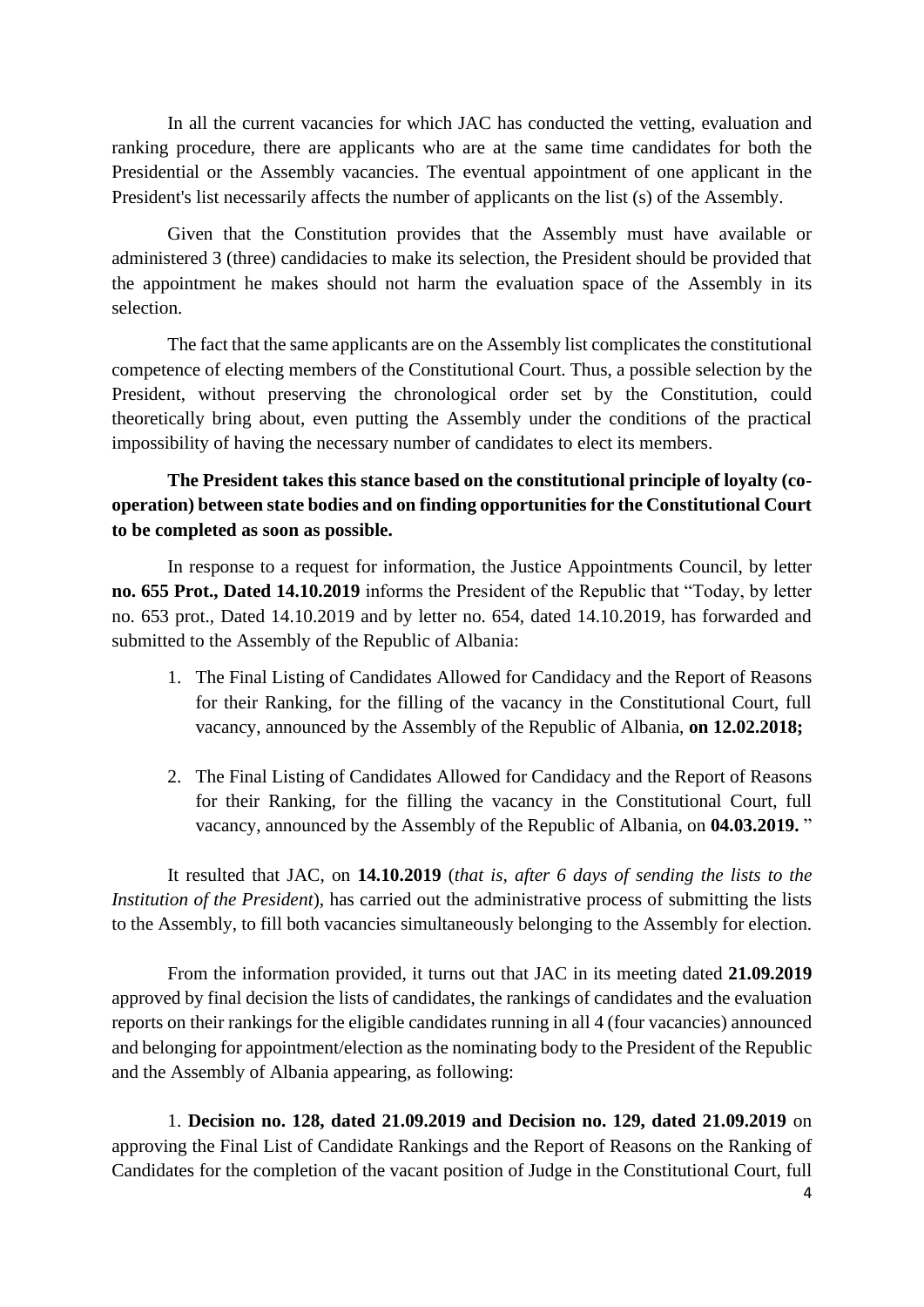In all the current vacancies for which JAC has conducted the vetting, evaluation and ranking procedure, there are applicants who are at the same time candidates for both the Presidential or the Assembly vacancies. The eventual appointment of one applicant in the President's list necessarily affects the number of applicants on the list (s) of the Assembly.

Given that the Constitution provides that the Assembly must have available or administered 3 (three) candidacies to make its selection, the President should be provided that the appointment he makes should not harm the evaluation space of the Assembly in its selection.

The fact that the same applicants are on the Assembly list complicates the constitutional competence of electing members of the Constitutional Court. Thus, a possible selection by the President, without preserving the chronological order set by the Constitution, could theoretically bring about, even putting the Assembly under the conditions of the practical impossibility of having the necessary number of candidates to elect its members.

**The President takes this stance based on the constitutional principle of loyalty (co-operation) between state bodies and on finding opportunities for the Constitutional Court to be completed as soon as possible.**

In response to a request for information, the Justice Appointments Council, by letter **no. 655 Prot., Dated 14.10.2019** informs the President of the Republic that "Today, by letter no. 653 prot., Dated 14.10.2019 and by letter no. 654, dated 14.10.2019, has forwarded and submitted to the Assembly of the Republic of Albania:

1. The Final Listing of Candidates Allowed for Candidacy and the Report of Reasons for their Ranking, for the filling of the vacancy in the Constitutional Court, full vacancy, announced by the Assembly of the Republic of Albania, **on 12.02.2018;**

2. The Final Listing of Candidates Allowed for Candidacy and the Report of Reasons for their Ranking, for the filling the vacancy in the Constitutional Court, full vacancy, announced by the Assembly of the Republic of Albania, on **04.03.2019.** "

It resulted that JAC, on **14.10.2019** (*that is, after 6 days of sending the lists to the Institution of the President*), has carried out the administrative process of submitting the lists to the Assembly, to fill both vacancies simultaneously belonging to the Assembly for election.

From the information provided, it turns out that JAC in its meeting dated **21.09.2019** approved by final decision the lists of candidates, the rankings of candidates and the evaluation reports on their rankings for the eligible candidates running in all 4 (four vacancies) announced and belonging for appointment/election as the nominating body to the President of the Republic and the Assembly of Albania appearing, as following:

1. **Decision no. 128, dated 21.09.2019 and Decision no. 129, dated 21.09.2019** on approving the Final List of Candidate Rankings and the Report of Reasons on the Ranking of Candidates for the completion of the vacant position of Judge in the Constitutional Court, full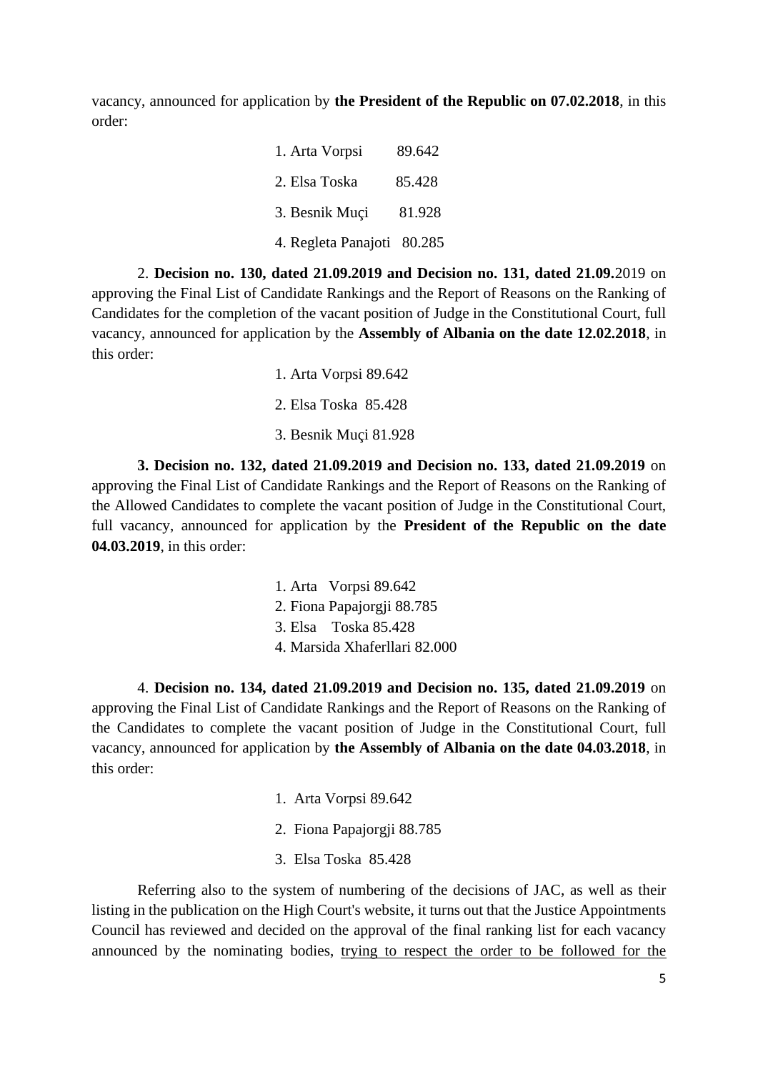vacancy, announced for application by **the President of the Republic on 07.02.2018**, in this order:

1. Arta Vorpsi 89.642
2. Elsa Toska 85.428
3. Besnik Muçi 81.928
4. Regleta Panajoti 80.285

2. **Decision no. 130, dated 21.09.2019 and Decision no. 131, dated 21.09.**2019 on approving the Final List of Candidate Rankings and the Report of Reasons on the Ranking of Candidates for the completion of the vacant position of Judge in the Constitutional Court, full vacancy, announced for application by the **Assembly of Albania on the date 12.02.2018**, in this order:

1. Arta Vorpsi 89.642
2. Elsa Toska 85.428
3. Besnik Muçi 81.928

**3. Decision no. 132, dated 21.09.2019 and Decision no. 133, dated 21.09.2019** on approving the Final List of Candidate Rankings and the Report of Reasons on the Ranking of the Allowed Candidates to complete the vacant position of Judge in the Constitutional Court, full vacancy, announced for application by the **President of the Republic on the date 04.03.2019**, in this order:

1. Arta Vorpsi 89.642
2. Fiona Papajorgji 88.785
3. Elsa Toska 85.428
4. Marsida Xhaferllari 82.000

4. **Decision no. 134, dated 21.09.2019 and Decision no. 135, dated 21.09.2019** on approving the Final List of Candidate Rankings and the Report of Reasons on the Ranking of the Candidates to complete the vacant position of Judge in the Constitutional Court, full vacancy, announced for application by **the Assembly of Albania on the date 04.03.2018**, in this order:

1. Arta Vorpsi 89.642
2. Fiona Papajorgji 88.785
3. Elsa Toska 85.428

Referring also to the system of numbering of the decisions of JAC, as well as their listing in the publication on the High Court's website, it turns out that the Justice Appointments Council has reviewed and decided on the approval of the final ranking list for each vacancy announced by the nominating bodies, trying to respect the order to be followed for the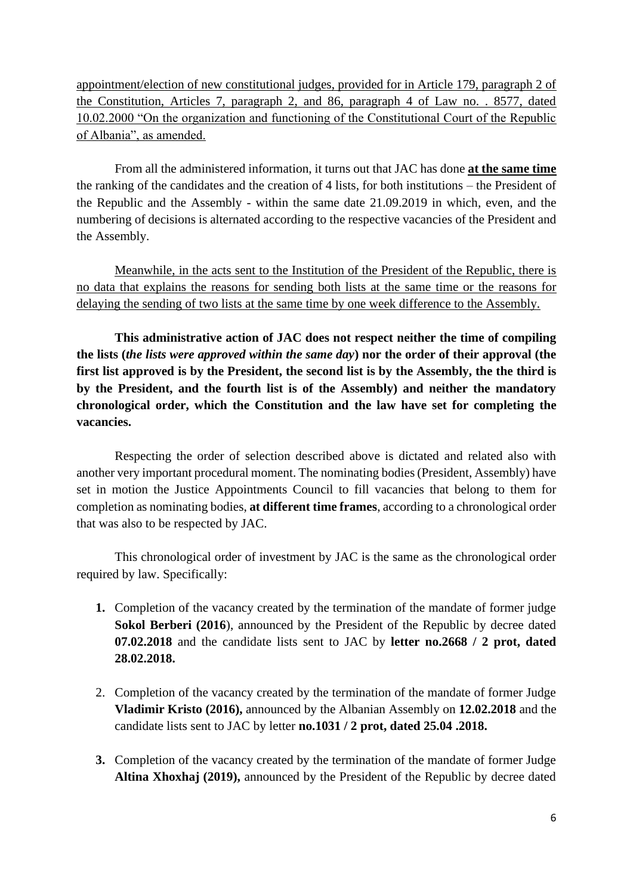appointment/election of new constitutional judges, provided for in Article 179, paragraph 2 of the Constitution, Articles 7, paragraph 2, and 86, paragraph 4 of Law no. . 8577, dated 10.02.2000 "On the organization and functioning of the Constitutional Court of the Republic of Albania", as amended.

From all the administered information, it turns out that JAC has done **at the same time** the ranking of the candidates and the creation of 4 lists, for both institutions – the President of the Republic and the Assembly - within the same date 21.09.2019 in which, even, and the numbering of decisions is alternated according to the respective vacancies of the President and the Assembly.

Meanwhile, in the acts sent to the Institution of the President of the Republic, there is no data that explains the reasons for sending both lists at the same time or the reasons for delaying the sending of two lists at the same time by one week difference to the Assembly.

**This administrative action of JAC does not respect neither the time of compiling the lists (*the lists were approved within the same day*) nor the order of their approval (the first list approved is by the President, the second list is by the Assembly, the the third is by the President, and the fourth list is of the Assembly) and neither the mandatory chronological order, which the Constitution and the law have set for completing the vacancies.**

Respecting the order of selection described above is dictated and related also with another very important procedural moment. The nominating bodies (President, Assembly) have set in motion the Justice Appointments Council to fill vacancies that belong to them for completion as nominating bodies, **at different time frames**, according to a chronological order that was also to be respected by JAC.

This chronological order of investment by JAC is the same as the chronological order required by law. Specifically:

1. Completion of the vacancy created by the termination of the mandate of former judge **Sokol Berberi (2016**), announced by the President of the Republic by decree dated **07.02.2018** and the candidate lists sent to JAC by **letter no.2668 / 2 prot, dated 28.02.2018.**
2. Completion of the vacancy created by the termination of the mandate of former Judge **Vladimir Kristo (2016),** announced by the Albanian Assembly on **12.02.2018** and the candidate lists sent to JAC by letter **no.1031 / 2 prot, dated 25.04 .2018.**
3. Completion of the vacancy created by the termination of the mandate of former Judge **Altina Xhoxhaj (2019),** announced by the President of the Republic by decree dated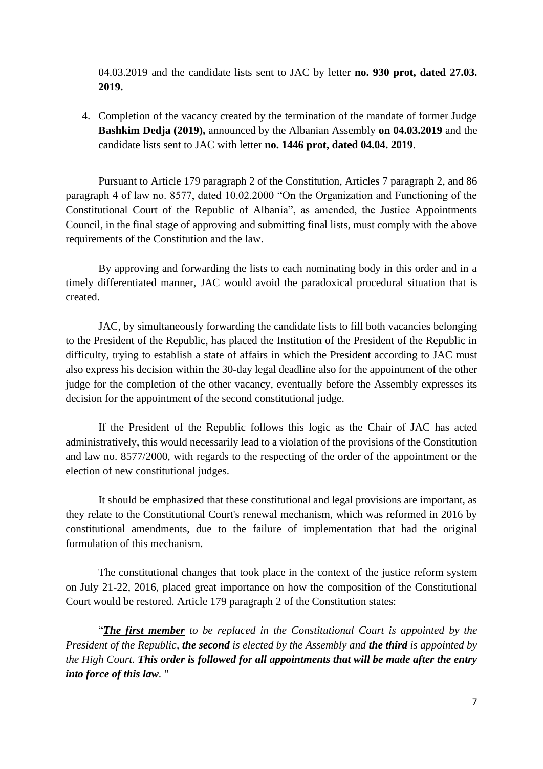04.03.2019 and the candidate lists sent to JAC by letter **no. 930 prot, dated 27.03. 2019.**

4. Completion of the vacancy created by the termination of the mandate of former Judge **Bashkim Dedja (2019),** announced by the Albanian Assembly **on 04.03.2019** and the candidate lists sent to JAC with letter **no. 1446 prot, dated 04.04. 2019**.

Pursuant to Article 179 paragraph 2 of the Constitution, Articles 7 paragraph 2, and 86 paragraph 4 of law no. 8577, dated 10.02.2000 "On the Organization and Functioning of the Constitutional Court of the Republic of Albania", as amended, the Justice Appointments Council, in the final stage of approving and submitting final lists, must comply with the above requirements of the Constitution and the law.

By approving and forwarding the lists to each nominating body in this order and in a timely differentiated manner, JAC would avoid the paradoxical procedural situation that is created.

JAC, by simultaneously forwarding the candidate lists to fill both vacancies belonging to the President of the Republic, has placed the Institution of the President of the Republic in difficulty, trying to establish a state of affairs in which the President according to JAC must also express his decision within the 30-day legal deadline also for the appointment of the other judge for the completion of the other vacancy, eventually before the Assembly expresses its decision for the appointment of the second constitutional judge.

If the President of the Republic follows this logic as the Chair of JAC has acted administratively, this would necessarily lead to a violation of the provisions of the Constitution and law no. 8577/2000, with regards to the respecting of the order of the appointment or the election of new constitutional judges.

It should be emphasized that these constitutional and legal provisions are important, as they relate to the Constitutional Court's renewal mechanism, which was reformed in 2016 by constitutional amendments, due to the failure of implementation that had the original formulation of this mechanism.

The constitutional changes that took place in the context of the justice reform system on July 21-22, 2016, placed great importance on how the composition of the Constitutional Court would be restored. Article 179 paragraph 2 of the Constitution states:

"***The first member*** *to be replaced in the Constitutional Court is appointed by the President of the Republic*, ***the second*** *is elected by the Assembly and* ***the third*** *is appointed by the High Court.* ***This order is followed for all appointments that will be made after the entry into force of this law***. "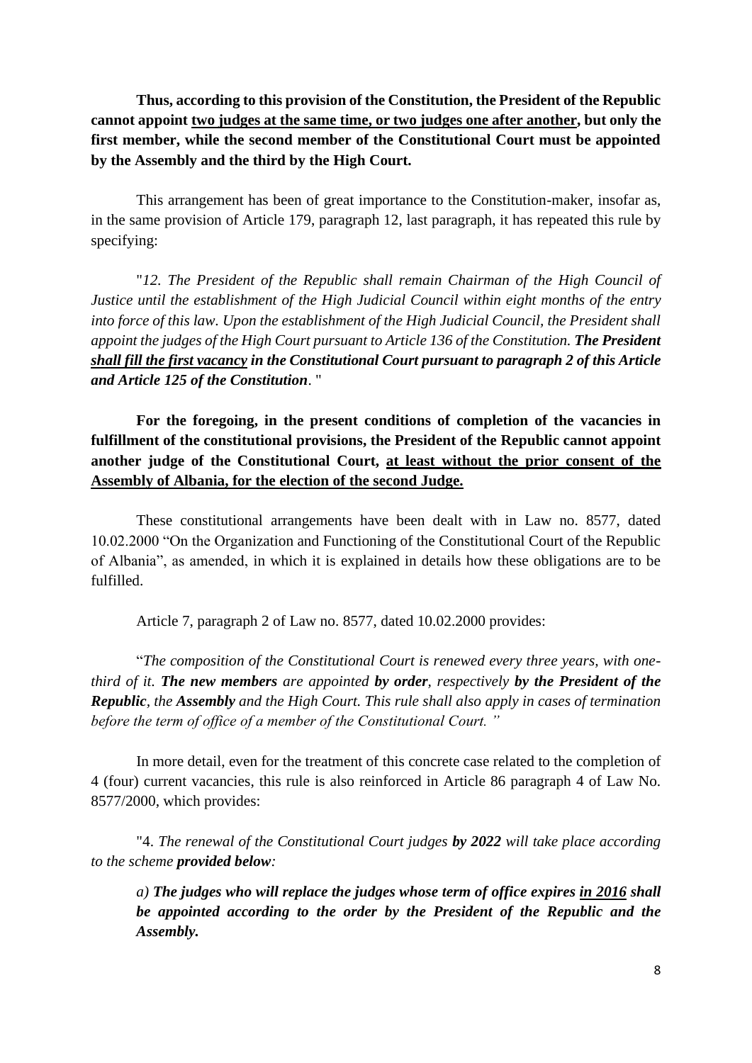**Thus, according to this provision of the Constitution, the President of the Republic cannot appoint <u>two judges at the same time, or two judges one after another</u>, but only the first member, while the second member of the Constitutional Court must be appointed by the Assembly and the third by the High Court.**

This arrangement has been of great importance to the Constitution-maker, insofar as, in the same provision of Article 179, paragraph 12, last paragraph, it has repeated this rule by specifying:

"*12. The President of the Republic shall remain Chairman of the High Council of Justice until the establishment of the High Judicial Council within eight months of the entry into force of this law. Upon the establishment of the High Judicial Council, the President shall appoint the judges of the High Court pursuant to Article 136 of the Constitution.* ***The President <u>shall fill the first vacancy</u> in the Constitutional Court pursuant to paragraph 2 of this Article and Article 125 of the Constitution****.* "

**For the foregoing, in the present conditions of completion of the vacancies in fulfillment of the constitutional provisions, the President of the Republic cannot appoint another judge of the Constitutional Court, <u>at least without the prior consent of the Assembly of Albania, for the election of the second Judge.</u>**

These constitutional arrangements have been dealt with in Law no. 8577, dated 10.02.2000 "On the Organization and Functioning of the Constitutional Court of the Republic of Albania", as amended, in which it is explained in details how these obligations are to be fulfilled.

Article 7, paragraph 2 of Law no. 8577, dated 10.02.2000 provides:

"*The composition of the Constitutional Court is renewed every three years, with one-third of it.* ***The new members*** *are appointed* ***by order****, respectively* ***by the President of the Republic****, the* ***Assembly*** *and the High Court. This rule shall also apply in cases of termination before the term of office of a member of the Constitutional Court.* "

In more detail, even for the treatment of this concrete case related to the completion of 4 (four) current vacancies, this rule is also reinforced in Article 86 paragraph 4 of Law No. 8577/2000, which provides:

"4. *The renewal of the Constitutional Court judges* ***by 2022*** *will take place according to the scheme* ***provided below****:*

> *a)* ***The judges who will replace the judges whose term of office expires <u>in 2016</u> shall be appointed according to the order by the President of the Republic and the Assembly.***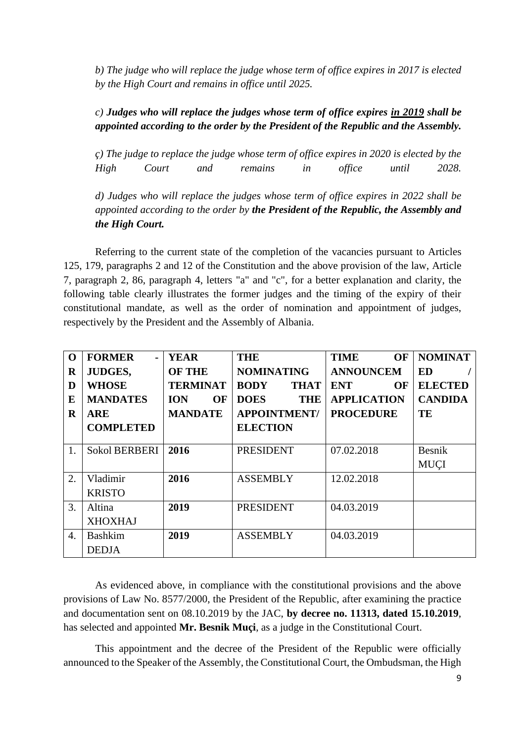*b) The judge who will replace the judge whose term of office expires in 2017 is elected by the High Court and remains in office until 2025.*

*c)* ***Judges who will replace the judges whose term of office expires <u>in 2019</u> shall be appointed according to the order by the President of the Republic and the Assembly.***

*ç) The judge to replace the judge whose term of office expires in 2020 is elected by the High Court and remains in office until 2028.*

*d) Judges who will replace the judges whose term of office expires in 2022 shall be appointed according to the order by* ***the President of the Republic, the Assembly and the High Court.***

Referring to the current state of the completion of the vacancies pursuant to Articles 125, 179, paragraphs 2 and 12 of the Constitution and the above provision of the law, Article 7, paragraph 2, 86, paragraph 4, letters "a" and "c", for a better explanation and clarity, the following table clearly illustrates the former judges and the timing of the expiry of their constitutional mandate, as well as the order of nomination and appointment of judges, respectively by the President and the Assembly of Albania.

| ORDER | FORMER - JUDGES, WHOSE MANDATES ARE COMPLETED | YEAR OF THE TERMINATION OF MANDATE | THE NOMINATING BODY THAT DOES THE APPOINTMENT/ ELECTION | TIME OF ANNOUNCEMENT OF APPLICATION PROCEDURE | NOMINATED / ELECTED CANDIDATE |
|---|---|---|---|---|---|
| 1. | Sokol BERBERI | **2016** | PRESIDENT | 07.02.2018 | Besnik MUÇI |
| 2. | Vladimir KRISTO | **2016** | ASSEMBLY | 12.02.2018 | |
| 3. | Altina XHOXHAJ | **2019** | PRESIDENT | 04.03.2019 | |
| 4. | Bashkim DEDJA | **2019** | ASSEMBLY | 04.03.2019 | |

As evidenced above, in compliance with the constitutional provisions and the above provisions of Law No. 8577/2000, the President of the Republic, after examining the practice and documentation sent on 08.10.2019 by the JAC, **by decree no. 11313, dated 15.10.2019**, has selected and appointed **Mr. Besnik Muçi**, as a judge in the Constitutional Court.

This appointment and the decree of the President of the Republic were officially announced to the Speaker of the Assembly, the Constitutional Court, the Ombudsman, the High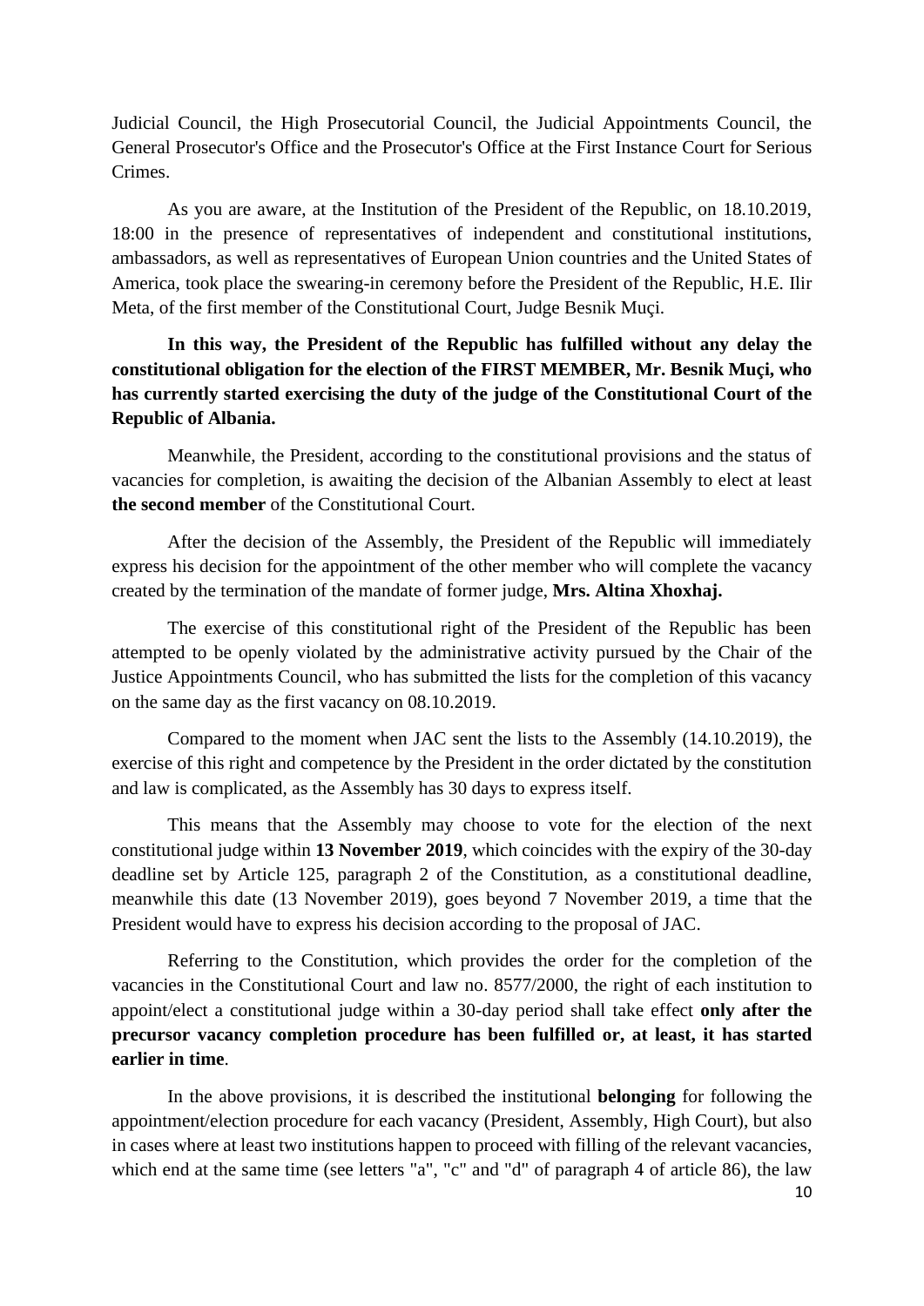Judicial Council, the High Prosecutorial Council, the Judicial Appointments Council, the General Prosecutor's Office and the Prosecutor's Office at the First Instance Court for Serious Crimes.

As you are aware, at the Institution of the President of the Republic, on 18.10.2019, 18:00 in the presence of representatives of independent and constitutional institutions, ambassadors, as well as representatives of European Union countries and the United States of America, took place the swearing-in ceremony before the President of the Republic, H.E. Ilir Meta, of the first member of the Constitutional Court, Judge Besnik Muçi.

**In this way, the President of the Republic has fulfilled without any delay the constitutional obligation for the election of the FIRST MEMBER, Mr. Besnik Muçi, who has currently started exercising the duty of the judge of the Constitutional Court of the Republic of Albania.**

Meanwhile, the President, according to the constitutional provisions and the status of vacancies for completion, is awaiting the decision of the Albanian Assembly to elect at least **the second member** of the Constitutional Court.

After the decision of the Assembly, the President of the Republic will immediately express his decision for the appointment of the other member who will complete the vacancy created by the termination of the mandate of former judge, **Mrs. Altina Xhoxhaj.**

The exercise of this constitutional right of the President of the Republic has been attempted to be openly violated by the administrative activity pursued by the Chair of the Justice Appointments Council, who has submitted the lists for the completion of this vacancy on the same day as the first vacancy on 08.10.2019.

Compared to the moment when JAC sent the lists to the Assembly (14.10.2019), the exercise of this right and competence by the President in the order dictated by the constitution and law is complicated, as the Assembly has 30 days to express itself.

This means that the Assembly may choose to vote for the election of the next constitutional judge within **13 November 2019**, which coincides with the expiry of the 30-day deadline set by Article 125, paragraph 2 of the Constitution, as a constitutional deadline, meanwhile this date (13 November 2019), goes beyond 7 November 2019, a time that the President would have to express his decision according to the proposal of JAC.

Referring to the Constitution, which provides the order for the completion of the vacancies in the Constitutional Court and law no. 8577/2000, the right of each institution to appoint/elect a constitutional judge within a 30-day period shall take effect **only after the precursor vacancy completion procedure has been fulfilled or, at least, it has started earlier in time**.

In the above provisions, it is described the institutional **belonging** for following the appointment/election procedure for each vacancy (President, Assembly, High Court), but also in cases where at least two institutions happen to proceed with filling of the relevant vacancies, which end at the same time (see letters "a", "c" and "d" of paragraph 4 of article 86), the law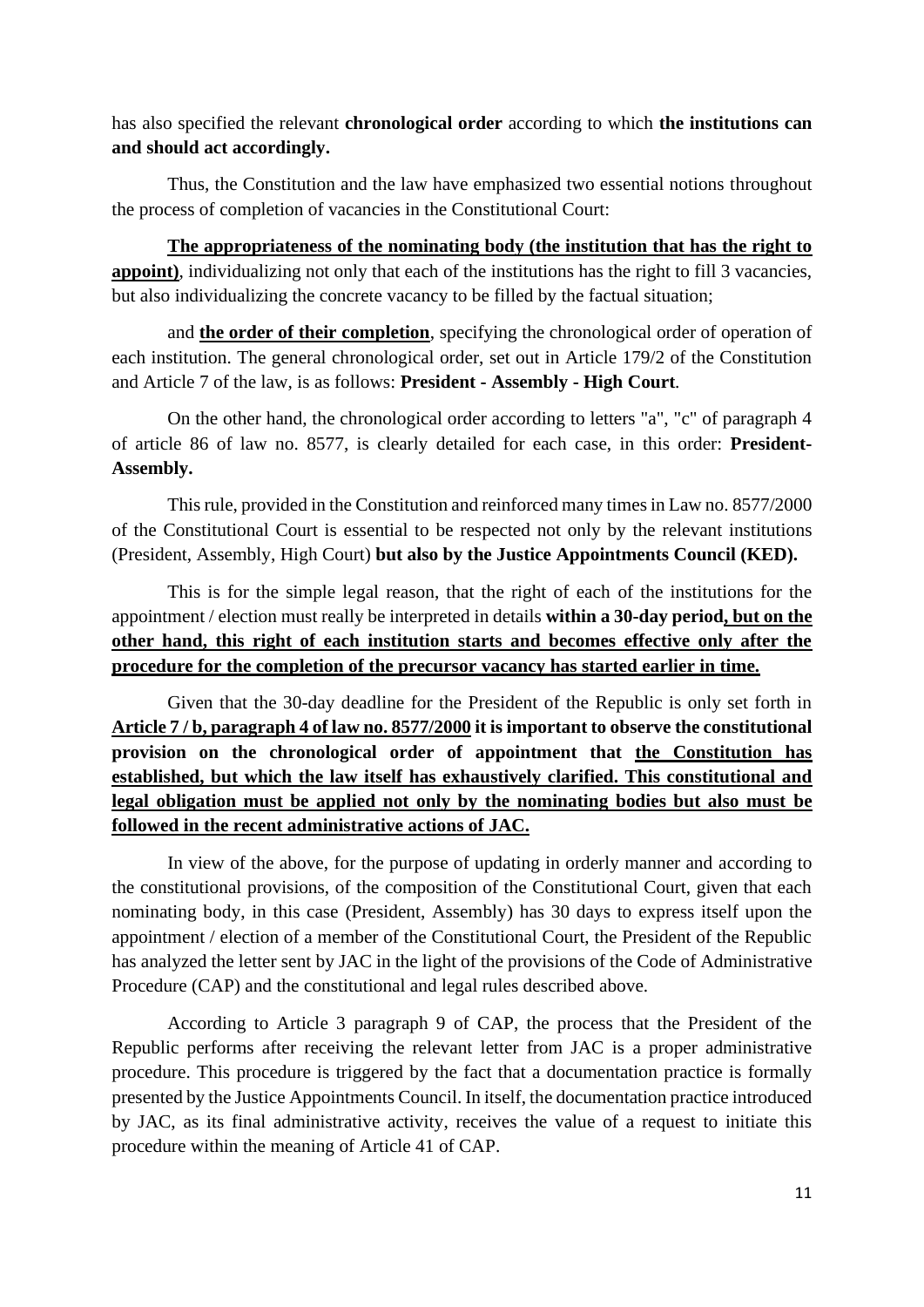has also specified the relevant **chronological order** according to which **the institutions can and should act accordingly.**

Thus, the Constitution and the law have emphasized two essential notions throughout the process of completion of vacancies in the Constitutional Court:

**<u>The appropriateness of the nominating body (the institution that has the right to appoint)</u>**, individualizing not only that each of the institutions has the right to fill 3 vacancies, but also individualizing the concrete vacancy to be filled by the factual situation;

and **<u>the order of their completion</u>**, specifying the chronological order of operation of each institution. The general chronological order, set out in Article 179/2 of the Constitution and Article 7 of the law, is as follows: **President - Assembly - High Court**.

On the other hand, the chronological order according to letters "a", "c" of paragraph 4 of article 86 of law no. 8577, is clearly detailed for each case, in this order: **President-Assembly.**

This rule, provided in the Constitution and reinforced many times in Law no. 8577/2000 of the Constitutional Court is essential to be respected not only by the relevant institutions (President, Assembly, High Court) **but also by the Justice Appointments Council (KED).**

This is for the simple legal reason, that the right of each of the institutions for the appointment / election must really be interpreted in details **within a 30-day period<u>, but on the other hand, this right of each institution starts and becomes effective only after the procedure for the completion of the precursor vacancy has started earlier in time.</u>**

Given that the 30-day deadline for the President of the Republic is only set forth in **<u>Article 7 / b, paragraph 4 of law no. 8577/2000</u> it is important to observe the constitutional provision on the chronological order of appointment that <u>the Constitution has established, but which the law itself has exhaustively clarified. This constitutional and legal obligation must be applied not only by the nominating bodies but also must be followed in the recent administrative actions of JAC.</u>**

In view of the above, for the purpose of updating in orderly manner and according to the constitutional provisions, of the composition of the Constitutional Court, given that each nominating body, in this case (President, Assembly) has 30 days to express itself upon the appointment / election of a member of the Constitutional Court, the President of the Republic has analyzed the letter sent by JAC in the light of the provisions of the Code of Administrative Procedure (CAP) and the constitutional and legal rules described above.

According to Article 3 paragraph 9 of CAP, the process that the President of the Republic performs after receiving the relevant letter from JAC is a proper administrative procedure. This procedure is triggered by the fact that a documentation practice is formally presented by the Justice Appointments Council. In itself, the documentation practice introduced by JAC, as its final administrative activity, receives the value of a request to initiate this procedure within the meaning of Article 41 of CAP.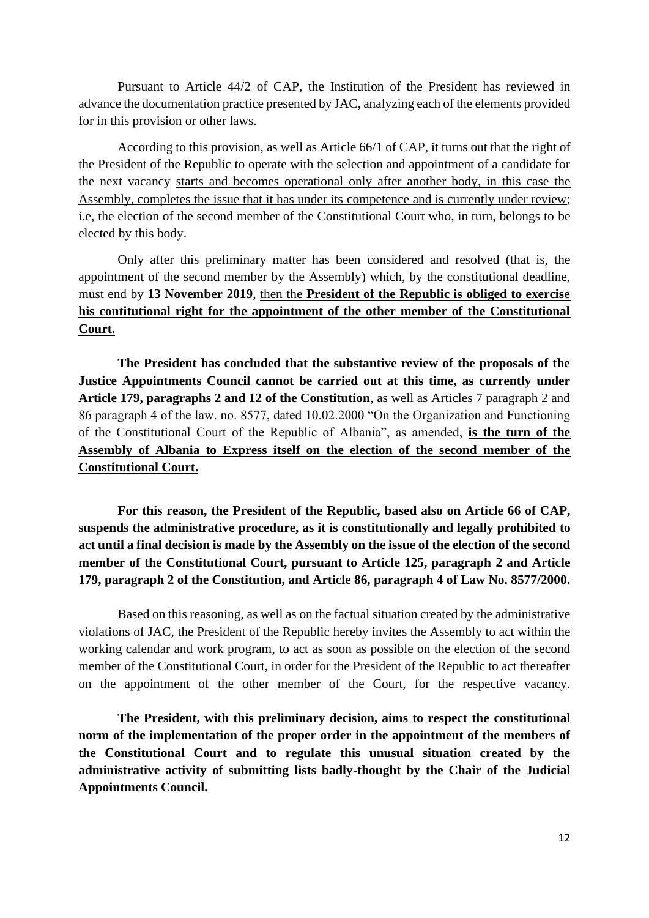Pursuant to Article 44/2 of CAP, the Institution of the President has reviewed in advance the documentation practice presented by JAC, analyzing each of the elements provided for in this provision or other laws.

According to this provision, as well as Article 66/1 of CAP, it turns out that the right of the President of the Republic to operate with the selection and appointment of a candidate for the next vacancy starts and becomes operational only after another body, in this case the Assembly, completes the issue that it has under its competence and is currently under review; i.e, the election of the second member of the Constitutional Court who, in turn, belongs to be elected by this body.

Only after this preliminary matter has been considered and resolved (that is, the appointment of the second member by the Assembly) which, by the constitutional deadline, must end by **13 November 2019**, then the **President of the Republic is obliged to exercise his contitutional right for the appointment of the other member of the Constitutional Court.**

**The President has concluded that the substantive review of the proposals of the Justice Appointments Council cannot be carried out at this time, as currently under Article 179, paragraphs 2 and 12 of the Constitution**, as well as Articles 7 paragraph 2 and 86 paragraph 4 of the law. no. 8577, dated 10.02.2000 "On the Organization and Functioning of the Constitutional Court of the Republic of Albania", as amended, **is the turn of the Assembly of Albania to Express itself on the election of the second member of the Constitutional Court.**

**For this reason, the President of the Republic, based also on Article 66 of CAP, suspends the administrative procedure, as it is constitutionally and legally prohibited to act until a final decision is made by the Assembly on the issue of the election of the second member of the Constitutional Court, pursuant to Article 125, paragraph 2 and Article 179, paragraph 2 of the Constitution, and Article 86, paragraph 4 of Law No. 8577/2000.**

Based on this reasoning, as well as on the factual situation created by the administrative violations of JAC, the President of the Republic hereby invites the Assembly to act within the working calendar and work program, to act as soon as possible on the election of the second member of the Constitutional Court, in order for the President of the Republic to act thereafter on the appointment of the other member of the Court, for the respective vacancy.

**The President, with this preliminary decision, aims to respect the constitutional norm of the implementation of the proper order in the appointment of the members of the Constitutional Court and to regulate this unusual situation created by the administrative activity of submitting lists badly-thought by the Chair of the Judicial Appointments Council.**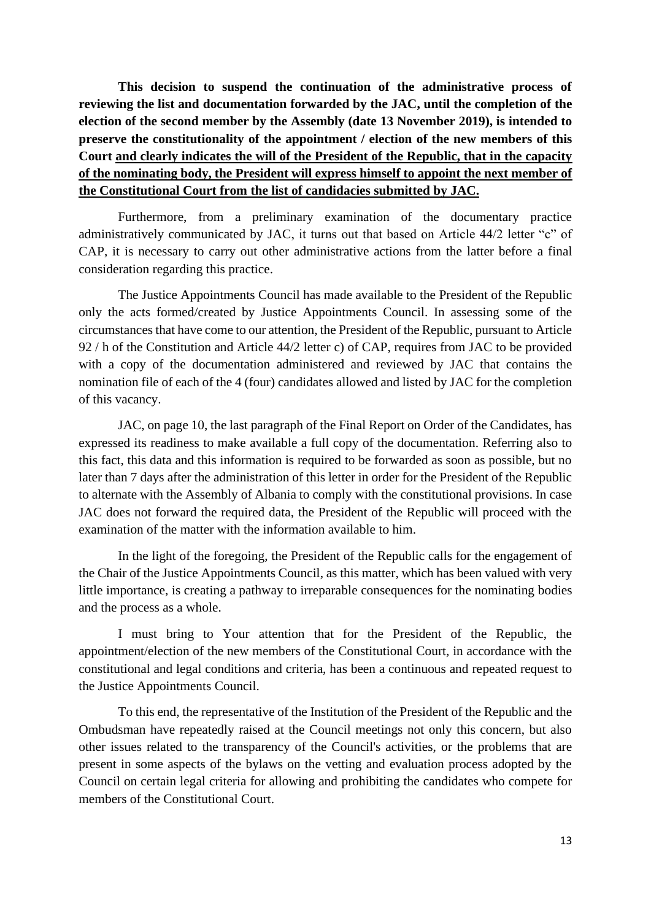**This decision to suspend the continuation of the administrative process of reviewing the list and documentation forwarded by the JAC, until the completion of the election of the second member by the Assembly (date 13 November 2019), is intended to preserve the constitutionality of the appointment / election of the new members of this Court <u>and clearly indicates the will of the President of the Republic, that in the capacity of the nominating body, the President will express himself to appoint the next member of the Constitutional Court from the list of candidacies submitted by JAC.</u>**

Furthermore, from a preliminary examination of the documentary practice administratively communicated by JAC, it turns out that based on Article 44/2 letter "c" of CAP, it is necessary to carry out other administrative actions from the latter before a final consideration regarding this practice.

The Justice Appointments Council has made available to the President of the Republic only the acts formed/created by Justice Appointments Council. In assessing some of the circumstances that have come to our attention, the President of the Republic, pursuant to Article 92 / h of the Constitution and Article 44/2 letter c) of CAP, requires from JAC to be provided with a copy of the documentation administered and reviewed by JAC that contains the nomination file of each of the 4 (four) candidates allowed and listed by JAC for the completion of this vacancy.

JAC, on page 10, the last paragraph of the Final Report on Order of the Candidates, has expressed its readiness to make available a full copy of the documentation. Referring also to this fact, this data and this information is required to be forwarded as soon as possible, but no later than 7 days after the administration of this letter in order for the President of the Republic to alternate with the Assembly of Albania to comply with the constitutional provisions. In case JAC does not forward the required data, the President of the Republic will proceed with the examination of the matter with the information available to him.

In the light of the foregoing, the President of the Republic calls for the engagement of the Chair of the Justice Appointments Council, as this matter, which has been valued with very little importance, is creating a pathway to irreparable consequences for the nominating bodies and the process as a whole.

I must bring to Your attention that for the President of the Republic, the appointment/election of the new members of the Constitutional Court, in accordance with the constitutional and legal conditions and criteria, has been a continuous and repeated request to the Justice Appointments Council.

To this end, the representative of the Institution of the President of the Republic and the Ombudsman have repeatedly raised at the Council meetings not only this concern, but also other issues related to the transparency of the Council's activities, or the problems that are present in some aspects of the bylaws on the vetting and evaluation process adopted by the Council on certain legal criteria for allowing and prohibiting the candidates who compete for members of the Constitutional Court.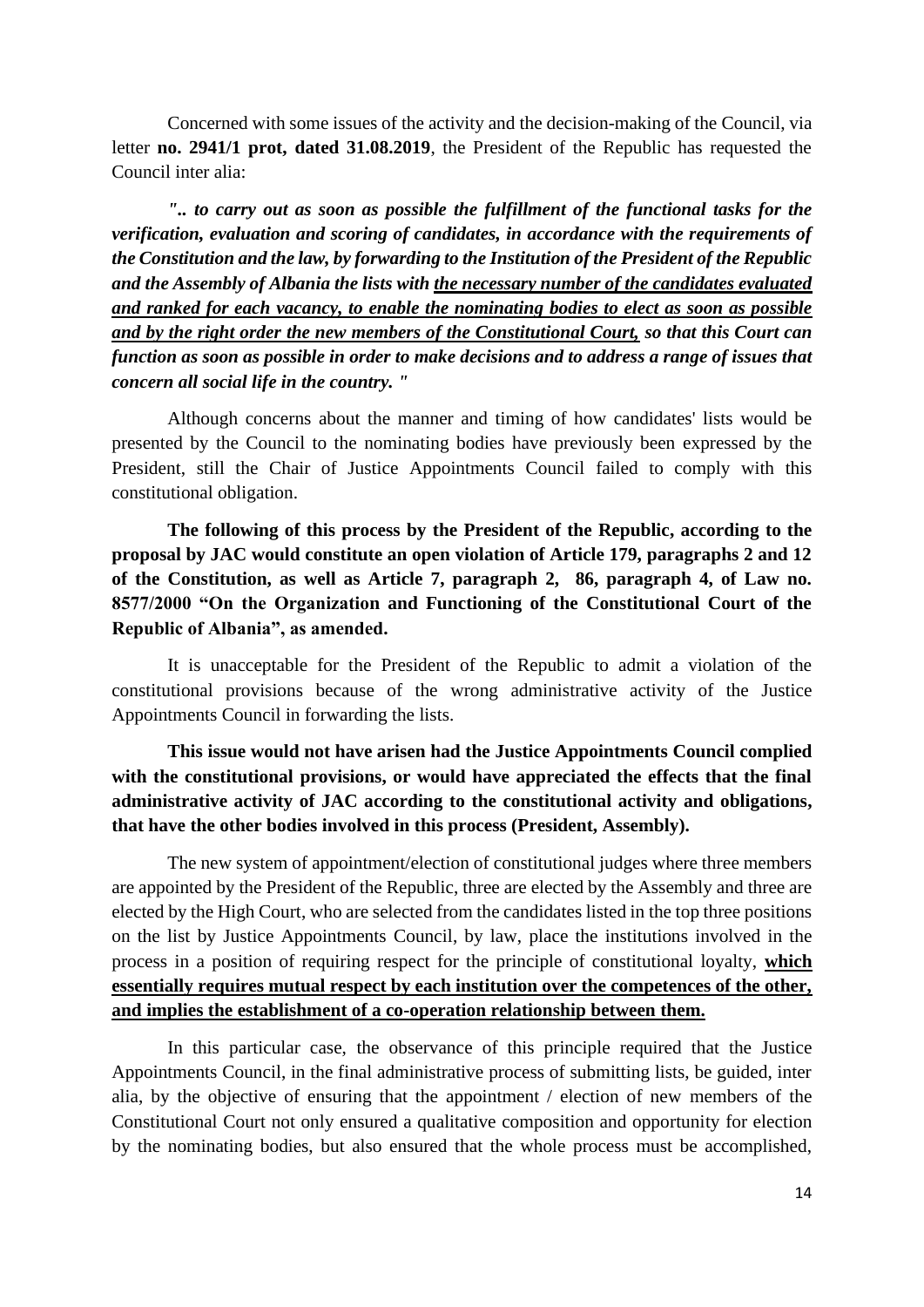Concerned with some issues of the activity and the decision-making of the Council, via letter **no. 2941/1 prot, dated 31.08.2019**, the President of the Republic has requested the Council inter alia:

***".. to carry out as soon as possible the fulfillment of the functional tasks for the verification, evaluation and scoring of candidates, in accordance with the requirements of the Constitution and the law, by forwarding to the Institution of the President of the Republic and the Assembly of Albania the lists with <u>the necessary number of the candidates evaluated and ranked for each vacancy, to enable the nominating bodies to elect as soon as possible and by the right order the new members of the Constitutional Court,</u> so that this Court can function as soon as possible in order to make decisions and to address a range of issues that concern all social life in the country. "***

Although concerns about the manner and timing of how candidates' lists would be presented by the Council to the nominating bodies have previously been expressed by the President, still the Chair of Justice Appointments Council failed to comply with this constitutional obligation.

**The following of this process by the President of the Republic, according to the proposal by JAC would constitute an open violation of Article 179, paragraphs 2 and 12 of the Constitution, as well as Article 7, paragraph 2, 86, paragraph 4, of Law no. 8577/2000 "On the Organization and Functioning of the Constitutional Court of the Republic of Albania", as amended.**

It is unacceptable for the President of the Republic to admit a violation of the constitutional provisions because of the wrong administrative activity of the Justice Appointments Council in forwarding the lists.

**This issue would not have arisen had the Justice Appointments Council complied with the constitutional provisions, or would have appreciated the effects that the final administrative activity of JAC according to the constitutional activity and obligations, that have the other bodies involved in this process (President, Assembly).**

The new system of appointment/election of constitutional judges where three members are appointed by the President of the Republic, three are elected by the Assembly and three are elected by the High Court, who are selected from the candidates listed in the top three positions on the list by Justice Appointments Council, by law, place the institutions involved in the process in a position of requiring respect for the principle of constitutional loyalty, **<u>which essentially requires mutual respect by each institution over the competences of the other, and implies the establishment of a co-operation relationship between them.</u>**

In this particular case, the observance of this principle required that the Justice Appointments Council, in the final administrative process of submitting lists, be guided, inter alia, by the objective of ensuring that the appointment / election of new members of the Constitutional Court not only ensured a qualitative composition and opportunity for election by the nominating bodies, but also ensured that the whole process must be accomplished,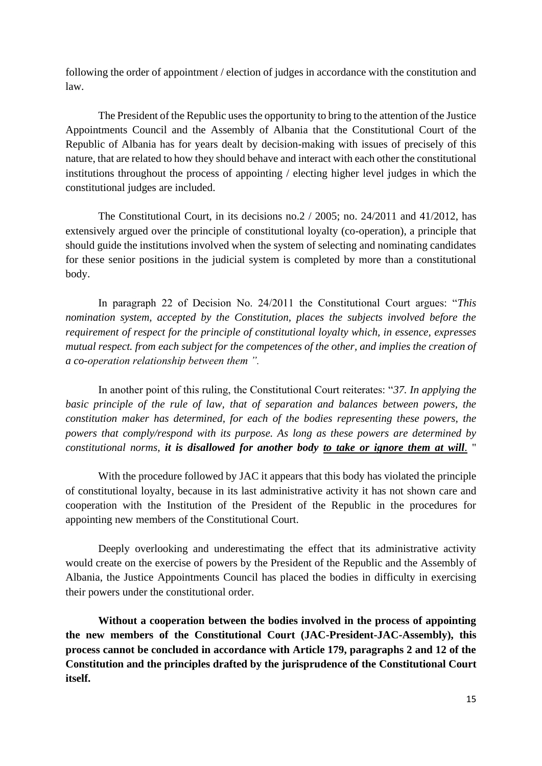following the order of appointment / election of judges in accordance with the constitution and law.

The President of the Republic uses the opportunity to bring to the attention of the Justice Appointments Council and the Assembly of Albania that the Constitutional Court of the Republic of Albania has for years dealt by decision-making with issues of precisely of this nature, that are related to how they should behave and interact with each other the constitutional institutions throughout the process of appointing / electing higher level judges in which the constitutional judges are included.

The Constitutional Court, in its decisions no.2 / 2005; no. 24/2011 and 41/2012, has extensively argued over the principle of constitutional loyalty (co-operation), a principle that should guide the institutions involved when the system of selecting and nominating candidates for these senior positions in the judicial system is completed by more than a constitutional body.

In paragraph 22 of Decision No. 24/2011 the Constitutional Court argues: "*This nomination system, accepted by the Constitution, places the subjects involved before the requirement of respect for the principle of constitutional loyalty which, in essence, expresses mutual respect. from each subject for the competences of the other, and implies the creation of a co-operation relationship between them ".*

In another point of this ruling, the Constitutional Court reiterates: "*37. In applying the basic principle of the rule of law, that of separation and balances between powers, the constitution maker has determined, for each of the bodies representing these powers, the powers that comply/respond with its purpose. As long as these powers are determined by constitutional norms, **it is disallowed for another body <u>to take or ignore them at will</u>**.* "

With the procedure followed by JAC it appears that this body has violated the principle of constitutional loyalty, because in its last administrative activity it has not shown care and cooperation with the Institution of the President of the Republic in the procedures for appointing new members of the Constitutional Court.

Deeply overlooking and underestimating the effect that its administrative activity would create on the exercise of powers by the President of the Republic and the Assembly of Albania, the Justice Appointments Council has placed the bodies in difficulty in exercising their powers under the constitutional order.

**Without a cooperation between the bodies involved in the process of appointing the new members of the Constitutional Court (JAC-President-JAC-Assembly), this process cannot be concluded in accordance with Article 179, paragraphs 2 and 12 of the Constitution and the principles drafted by the jurisprudence of the Constitutional Court itself.**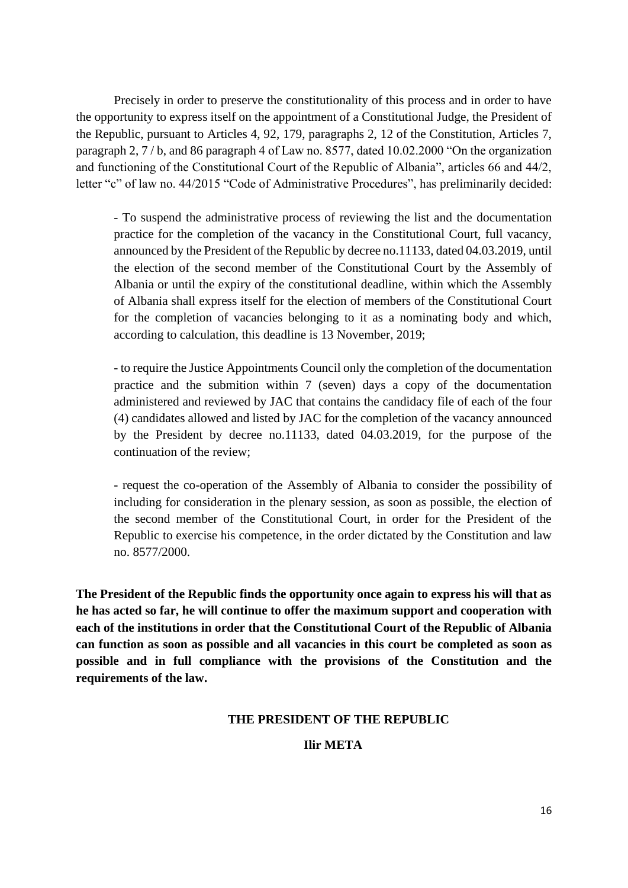Precisely in order to preserve the constitutionality of this process and in order to have the opportunity to express itself on the appointment of a Constitutional Judge, the President of the Republic, pursuant to Articles 4, 92, 179, paragraphs 2, 12 of the Constitution, Articles 7, paragraph 2, 7 / b, and 86 paragraph 4 of Law no. 8577, dated 10.02.2000 "On the organization and functioning of the Constitutional Court of the Republic of Albania", articles 66 and 44/2, letter "c" of law no. 44/2015 "Code of Administrative Procedures", has preliminarily decided:

- To suspend the administrative process of reviewing the list and the documentation practice for the completion of the vacancy in the Constitutional Court, full vacancy, announced by the President of the Republic by decree no.11133, dated 04.03.2019, until the election of the second member of the Constitutional Court by the Assembly of Albania or until the expiry of the constitutional deadline, within which the Assembly of Albania shall express itself for the election of members of the Constitutional Court for the completion of vacancies belonging to it as a nominating body and which, according to calculation, this deadline is 13 November, 2019;

- to require the Justice Appointments Council only the completion of the documentation practice and the submition within 7 (seven) days a copy of the documentation administered and reviewed by JAC that contens the candidacy file of each of the four (4) candidates allowed and listed by JAC for the completion of the vacancy announced by the President by decree no.11133, dated 04.03.2019, for the purpose of the continuation of the review;

- request the co-operation of the Assembly of Albania to consider the possibility of including for consideration in the plenary session, as soon as possible, the election of the second member of the Constitutional Court, in order for the President of the Republic to exercise his competence, in the order dictated by the Constitution and law no. 8577/2000.

**The President of the Republic finds the opportunity once again to express his will that as he has acted so far, he will continue to offer the maximum support and cooperation with each of the institutions in order that the Constitutional Court of the Republic of Albania can function as soon as possible and all vacancies in this court be completed as soon as possible and in full compliance with the provisions of the Constitution and the requirements of the law.**

**THE PRESIDENT OF THE REPUBLIC**

**Ilir META**